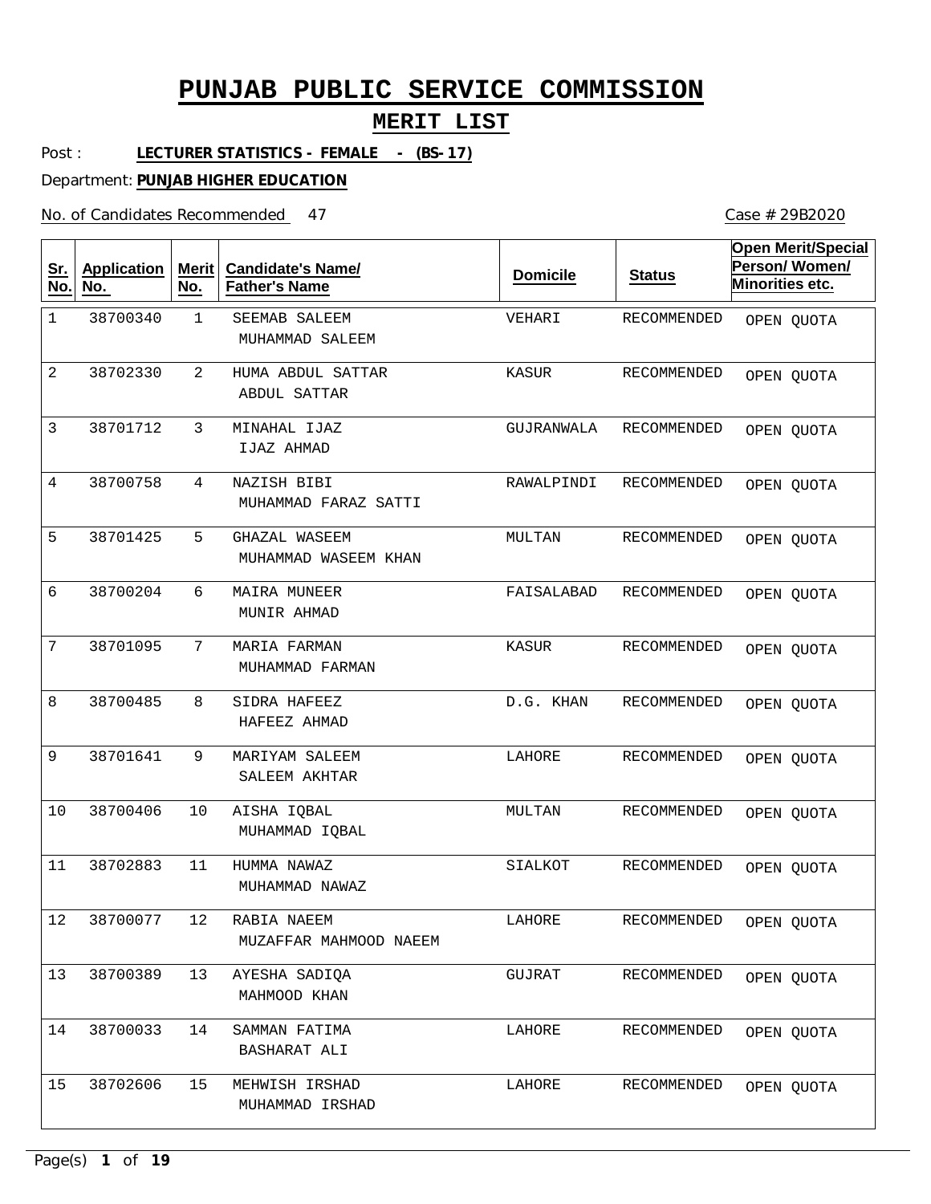# PUNJAB PUBLIC SERVICE COMMISSION

## MERIT LIST

Post : **LECTURER STATISTICS - FEMALE - (BS-17)**

Department: **PUNJAB HIGHER EDUCATION**

No. of Candidates Recommended 47

Case # 29B2020

| Sr. No. | Application No. | Merit No. | Candidate's Name/ Father's Name | Domicile | Status | Open Merit/Special Person/ Women/ Minorities etc. |
|---|---|---|---|---|---|---|
| 1 | 38700340 | 1 | SEEMAB SALEEM<br>MUHAMMAD SALEEM | VEHARI | RECOMMENDED | OPEN QUOTA |
| 2 | 38702330 | 2 | HUMA ABDUL SATTAR<br>ABDUL SATTAR | KASUR | RECOMMENDED | OPEN QUOTA |
| 3 | 38701712 | 3 | MINAHAL IJAZ<br>IJAZ AHMAD | GUJRANWALA | RECOMMENDED | OPEN QUOTA |
| 4 | 38700758 | 4 | NAZISH BIBI<br>MUHAMMAD FARAZ SATTI | RAWALPINDI | RECOMMENDED | OPEN QUOTA |
| 5 | 38701425 | 5 | GHAZAL WASEEM<br>MUHAMMAD WASEEM KHAN | MULTAN | RECOMMENDED | OPEN QUOTA |
| 6 | 38700204 | 6 | MAIRA MUNEER<br>MUNIR AHMAD | FAISALABAD | RECOMMENDED | OPEN QUOTA |
| 7 | 38701095 | 7 | MARIA FARMAN<br>MUHAMMAD FARMAN | KASUR | RECOMMENDED | OPEN QUOTA |
| 8 | 38700485 | 8 | SIDRA HAFEEZ<br>HAFEEZ AHMAD | D.G. KHAN | RECOMMENDED | OPEN QUOTA |
| 9 | 38701641 | 9 | MARIYAM SALEEM<br>SALEEM AKHTAR | LAHORE | RECOMMENDED | OPEN QUOTA |
| 10 | 38700406 | 10 | AISHA IQBAL<br>MUHAMMAD IQBAL | MULTAN | RECOMMENDED | OPEN QUOTA |
| 11 | 38702883 | 11 | HUMMA NAWAZ<br>MUHAMMAD NAWAZ | SIALKOT | RECOMMENDED | OPEN QUOTA |
| 12 | 38700077 | 12 | RABIA NAEEM<br>MUZAFFAR MAHMOOD NAEEM | LAHORE | RECOMMENDED | OPEN QUOTA |
| 13 | 38700389 | 13 | AYESHA SADIQA<br>MAHMOOD KHAN | GUJRAT | RECOMMENDED | OPEN QUOTA |
| 14 | 38700033 | 14 | SAMMAN FATIMA<br>BASHARAT ALI | LAHORE | RECOMMENDED | OPEN QUOTA |
| 15 | 38702606 | 15 | MEHWISH IRSHAD<br>MUHAMMAD IRSHAD | LAHORE | RECOMMENDED | OPEN QUOTA |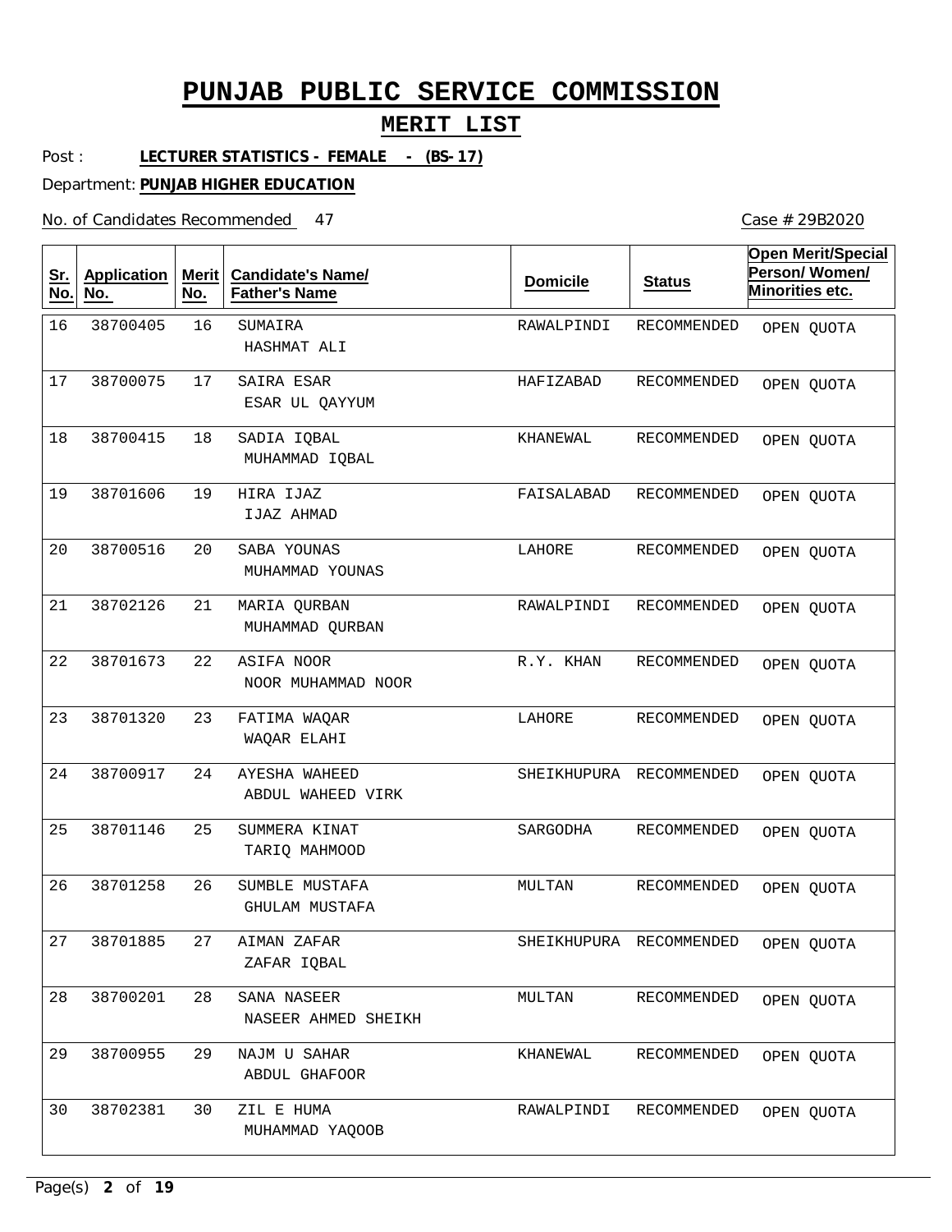# PUNJAB PUBLIC SERVICE COMMISSION

## MERIT LIST

Post : **LECTURER STATISTICS - FEMALE - (BS-17)**

Department: **PUNJAB HIGHER EDUCATION**

No. of Candidates Recommended 47

Case # 29B2020

| Sr. No. | Application No. | Merit No. | Candidate's Name/ Father's Name | Domicile | Status | Open Merit/Special Person/ Women/ Minorities etc. |
|---|---|---|---|---|---|---|
| 16 | 38700405 | 16 | SUMAIRA<br>HASHMAT ALI | RAWALPINDI | RECOMMENDED | OPEN QUOTA |
| 17 | 38700075 | 17 | SAIRA ESAR<br>ESAR UL QAYYUM | HAFIZABAD | RECOMMENDED | OPEN QUOTA |
| 18 | 38700415 | 18 | SADIA IQBAL<br>MUHAMMAD IQBAL | KHANEWAL | RECOMMENDED | OPEN QUOTA |
| 19 | 38701606 | 19 | HIRA IJAZ<br>IJAZ AHMAD | FAISALABAD | RECOMMENDED | OPEN QUOTA |
| 20 | 38700516 | 20 | SABA YOUNAS<br>MUHAMMAD YOUNAS | LAHORE | RECOMMENDED | OPEN QUOTA |
| 21 | 38702126 | 21 | MARIA QURBAN<br>MUHAMMAD QURBAN | RAWALPINDI | RECOMMENDED | OPEN QUOTA |
| 22 | 38701673 | 22 | ASIFA NOOR<br>NOOR MUHAMMAD NOOR | R.Y. KHAN | RECOMMENDED | OPEN QUOTA |
| 23 | 38701320 | 23 | FATIMA WAQAR<br>WAQAR ELAHI | LAHORE | RECOMMENDED | OPEN QUOTA |
| 24 | 38700917 | 24 | AYESHA WAHEED<br>ABDUL WAHEED VIRK | SHEIKHUPURA | RECOMMENDED | OPEN QUOTA |
| 25 | 38701146 | 25 | SUMMERA KINAT<br>TARIQ MAHMOOD | SARGODHA | RECOMMENDED | OPEN QUOTA |
| 26 | 38701258 | 26 | SUMBLE MUSTAFA<br>GHULAM MUSTAFA | MULTAN | RECOMMENDED | OPEN QUOTA |
| 27 | 38701885 | 27 | AIMAN ZAFAR<br>ZAFAR IQBAL | SHEIKHUPURA | RECOMMENDED | OPEN QUOTA |
| 28 | 38700201 | 28 | SANA NASEER<br>NASEER AHMED SHEIKH | MULTAN | RECOMMENDED | OPEN QUOTA |
| 29 | 38700955 | 29 | NAJM U SAHAR<br>ABDUL GHAFOOR | KHANEWAL | RECOMMENDED | OPEN QUOTA |
| 30 | 38702381 | 30 | ZIL E HUMA<br>MUHAMMAD YAQOOB | RAWALPINDI | RECOMMENDED | OPEN QUOTA |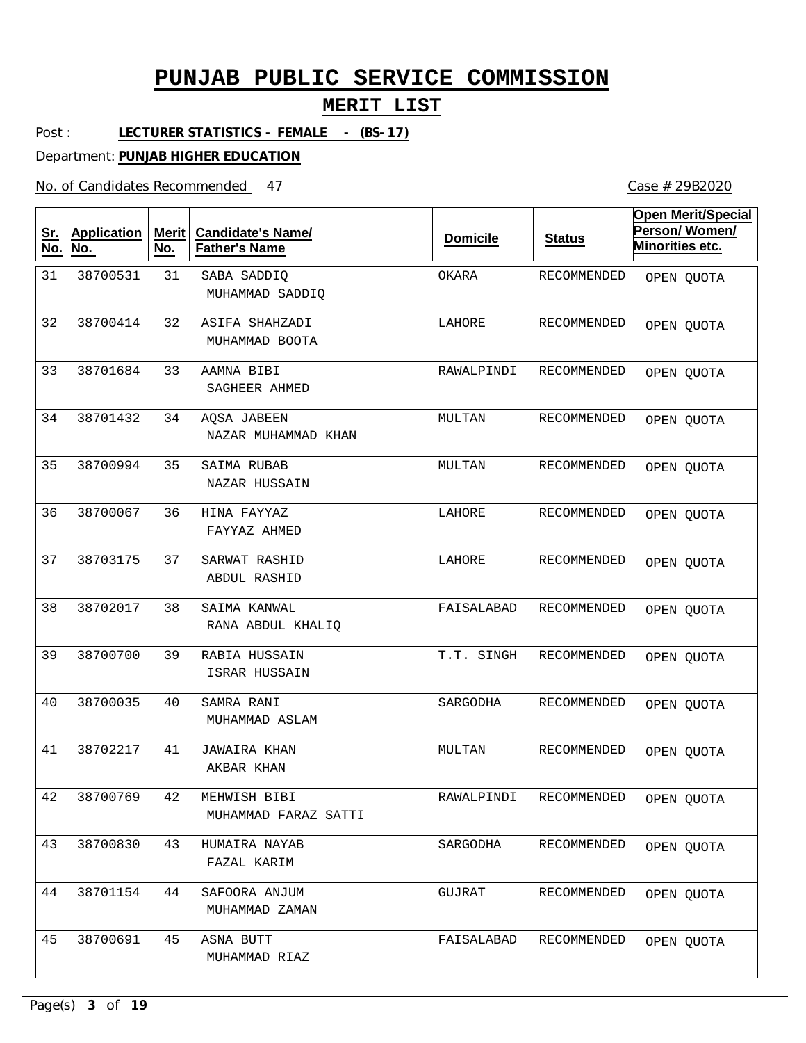# PUNJAB PUBLIC SERVICE COMMISSION

## MERIT LIST

Post : **LECTURER STATISTICS - FEMALE - (BS-17)**

Department: **PUNJAB HIGHER EDUCATION**

No. of Candidates Recommended 47

Case # 29B2020

| Sr. No. | Application No. | Merit No. | Candidate's Name/ Father's Name | Domicile | Status | Open Merit/Special Person/ Women/ Minorities etc. |
|---|---|---|---|---|---|---|
| 31 | 38700531 | 31 | SABA SADDIQ<br>MUHAMMAD SADDIQ | OKARA | RECOMMENDED | OPEN QUOTA |
| 32 | 38700414 | 32 | ASIFA SHAHZADI<br>MUHAMMAD BOOTA | LAHORE | RECOMMENDED | OPEN QUOTA |
| 33 | 38701684 | 33 | AAMNA BIBI<br>SAGHEER AHMED | RAWALPINDI | RECOMMENDED | OPEN QUOTA |
| 34 | 38701432 | 34 | AQSA JABEEN<br>NAZAR MUHAMMAD KHAN | MULTAN | RECOMMENDED | OPEN QUOTA |
| 35 | 38700994 | 35 | SAIMA RUBAB<br>NAZAR HUSSAIN | MULTAN | RECOMMENDED | OPEN QUOTA |
| 36 | 38700067 | 36 | HINA FAYYAZ<br>FAYYAZ AHMED | LAHORE | RECOMMENDED | OPEN QUOTA |
| 37 | 38703175 | 37 | SARWAT RASHID<br>ABDUL RASHID | LAHORE | RECOMMENDED | OPEN QUOTA |
| 38 | 38702017 | 38 | SAIMA KANWAL<br>RANA ABDUL KHALIQ | FAISALABAD | RECOMMENDED | OPEN QUOTA |
| 39 | 38700700 | 39 | RABIA HUSSAIN<br>ISRAR HUSSAIN | T.T. SINGH | RECOMMENDED | OPEN QUOTA |
| 40 | 38700035 | 40 | SAMRA RANI<br>MUHAMMAD ASLAM | SARGODHA | RECOMMENDED | OPEN QUOTA |
| 41 | 38702217 | 41 | JAWAIRA KHAN<br>AKBAR KHAN | MULTAN | RECOMMENDED | OPEN QUOTA |
| 42 | 38700769 | 42 | MEHWISH BIBI<br>MUHAMMAD FARAZ SATTI | RAWALPINDI | RECOMMENDED | OPEN QUOTA |
| 43 | 38700830 | 43 | HUMAIRA NAYAB<br>FAZAL KARIM | SARGODHA | RECOMMENDED | OPEN QUOTA |
| 44 | 38701154 | 44 | SAFOORA ANJUM<br>MUHAMMAD ZAMAN | GUJRAT | RECOMMENDED | OPEN QUOTA |
| 45 | 38700691 | 45 | ASNA BUTT<br>MUHAMMAD RIAZ | FAISALABAD | RECOMMENDED | OPEN QUOTA |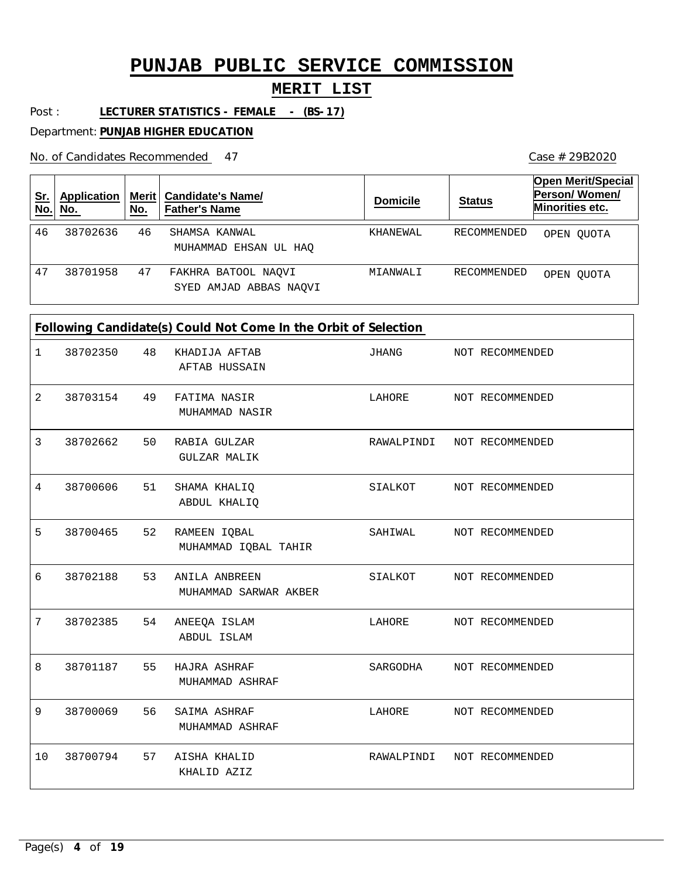# PUNJAB PUBLIC SERVICE COMMISSION

## MERIT LIST

Post : **LECTURER STATISTICS - FEMALE - (BS-17)**

Department: **PUNJAB HIGHER EDUCATION**

No. of Candidates Recommended 47

Case # 29B2020

| Sr. No. | Application No. | Merit No. | Candidate's Name/ Father's Name | Domicile | Status | Open Merit/Special Person/ Women/ Minorities etc. |
|---|---|---|---|---|---|---|
| 46 | 38702636 | 46 | SHAMSA KANWAL<br>MUHAMMAD EHSAN UL HAQ | KHANEWAL | RECOMMENDED | OPEN QUOTA |
| 47 | 38701958 | 47 | FAKHRA BATOOL NAQVI<br>SYED AMJAD ABBAS NAQVI | MIANWALI | RECOMMENDED | OPEN QUOTA |

**Following Candidate(s) Could Not Come In the Orbit of Selection**

| Sr. No. | Application No. | Merit No. | Candidate's Name/ Father's Name | Domicile | Status |
|---|---|---|---|---|---|
| 1 | 38702350 | 48 | KHADIJA AFTAB<br>AFTAB HUSSAIN | JHANG | NOT RECOMMENDED |
| 2 | 38703154 | 49 | FATIMA NASIR<br>MUHAMMAD NASIR | LAHORE | NOT RECOMMENDED |
| 3 | 38702662 | 50 | RABIA GULZAR<br>GULZAR MALIK | RAWALPINDI | NOT RECOMMENDED |
| 4 | 38700606 | 51 | SHAMA KHALIQ<br>ABDUL KHALIQ | SIALKOT | NOT RECOMMENDED |
| 5 | 38700465 | 52 | RAMEEN IQBAL<br>MUHAMMAD IQBAL TAHIR | SAHIWAL | NOT RECOMMENDED |
| 6 | 38702188 | 53 | ANILA ANBREEN<br>MUHAMMAD SARWAR AKBER | SIALKOT | NOT RECOMMENDED |
| 7 | 38702385 | 54 | ANEEQA ISLAM<br>ABDUL ISLAM | LAHORE | NOT RECOMMENDED |
| 8 | 38701187 | 55 | HAJRA ASHRAF<br>MUHAMMAD ASHRAF | SARGODHA | NOT RECOMMENDED |
| 9 | 38700069 | 56 | SAIMA ASHRAF<br>MUHAMMAD ASHRAF | LAHORE | NOT RECOMMENDED |
| 10 | 38700794 | 57 | AISHA KHALID<br>KHALID AZIZ | RAWALPINDI | NOT RECOMMENDED |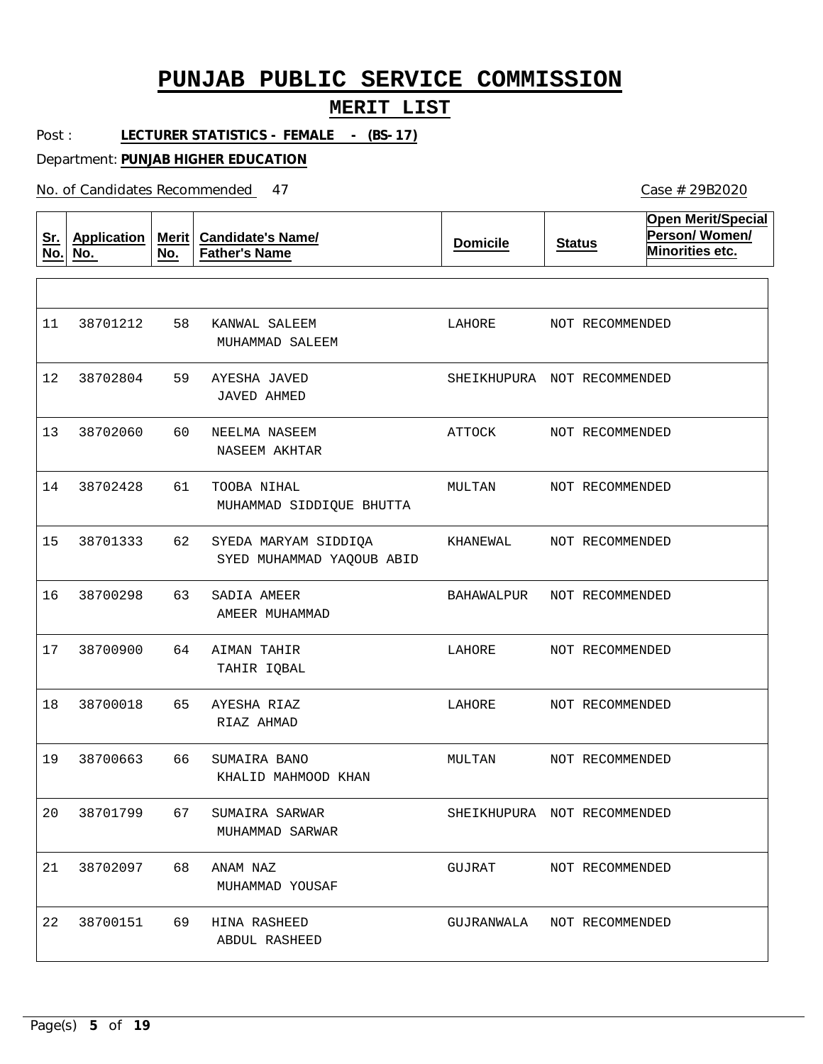# PUNJAB PUBLIC SERVICE COMMISSION

## MERIT LIST

Post : **LECTURER STATISTICS - FEMALE - (BS-17)**

Department: **PUNJAB HIGHER EDUCATION**

No. of Candidates Recommended 47

Case # 29B2020

| Sr. No. | Application No. | Merit No. | Candidate's Name/ Father's Name | Domicile | Status | Open Merit/Special Person/ Women/ Minorities etc. |
|---|---|---|---|---|---|---|
| 11 | 38701212 | 58 | KANWAL SALEEM<br>MUHAMMAD SALEEM | LAHORE | NOT RECOMMENDED | |
| 12 | 38702804 | 59 | AYESHA JAVED<br>JAVED AHMED | SHEIKHUPURA | NOT RECOMMENDED | |
| 13 | 38702060 | 60 | NEELMA NASEEM<br>NASEEM AKHTAR | ATTOCK | NOT RECOMMENDED | |
| 14 | 38702428 | 61 | TOOBA NIHAL<br>MUHAMMAD SIDDIQUE BHUTTA | MULTAN | NOT RECOMMENDED | |
| 15 | 38701333 | 62 | SYEDA MARYAM SIDDIQA<br>SYED MUHAMMAD YAQOUB ABID | KHANEWAL | NOT RECOMMENDED | |
| 16 | 38700298 | 63 | SADIA AMEER<br>AMEER MUHAMMAD | BAHAWALPUR | NOT RECOMMENDED | |
| 17 | 38700900 | 64 | AIMAN TAHIR<br>TAHIR IQBAL | LAHORE | NOT RECOMMENDED | |
| 18 | 38700018 | 65 | AYESHA RIAZ<br>RIAZ AHMAD | LAHORE | NOT RECOMMENDED | |
| 19 | 38700663 | 66 | SUMAIRA BANO<br>KHALID MAHMOOD KHAN | MULTAN | NOT RECOMMENDED | |
| 20 | 38701799 | 67 | SUMAIRA SARWAR<br>MUHAMMAD SARWAR | SHEIKHUPURA | NOT RECOMMENDED | |
| 21 | 38702097 | 68 | ANAM NAZ<br>MUHAMMAD YOUSAF | GUJRAT | NOT RECOMMENDED | |
| 22 | 38700151 | 69 | HINA RASHEED<br>ABDUL RASHEED | GUJRANWALA | NOT RECOMMENDED | |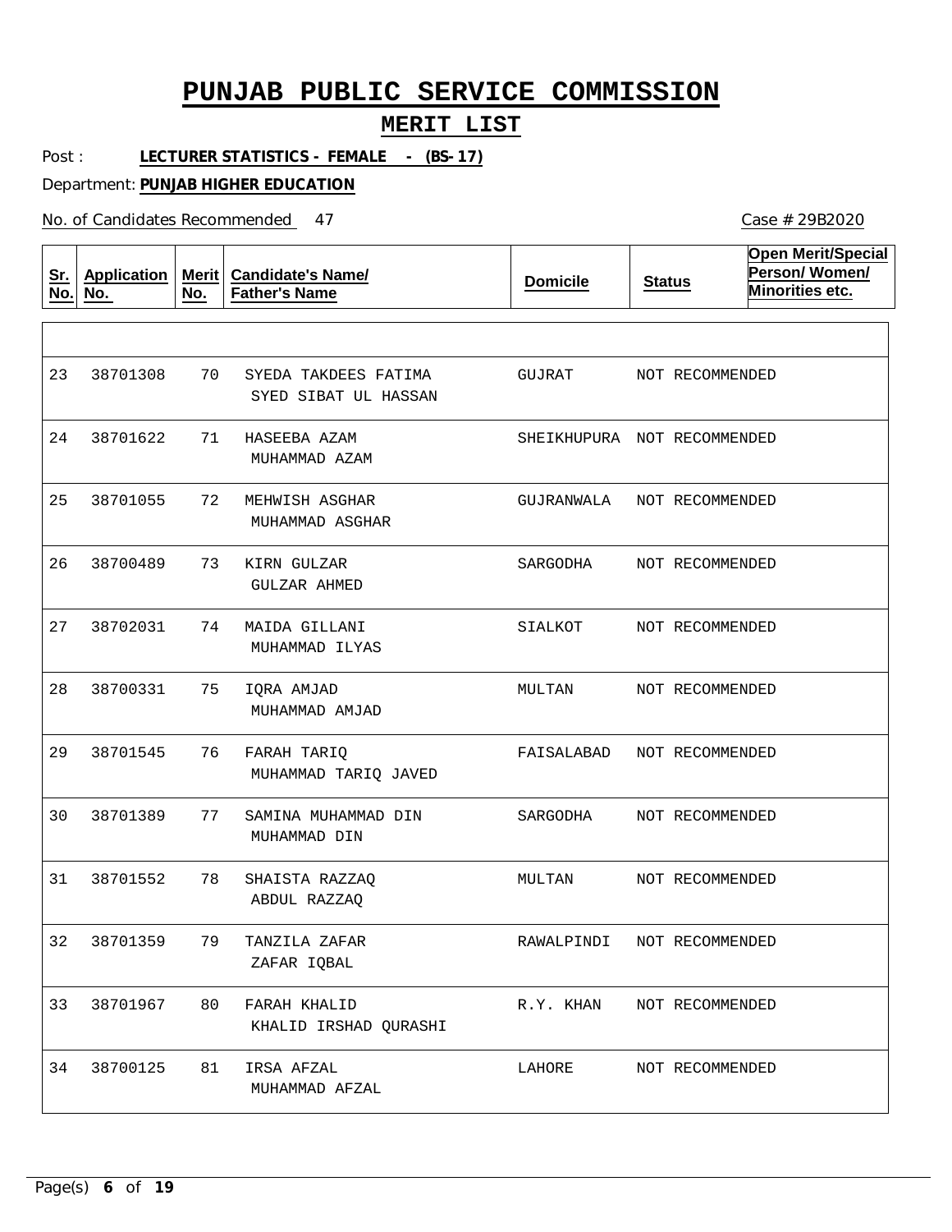# PUNJAB PUBLIC SERVICE COMMISSION

## MERIT LIST

Post : **LECTURER STATISTICS - FEMALE - (BS-17)**

Department: **PUNJAB HIGHER EDUCATION**

No. of Candidates Recommended 47

Case # 29B2020

| Sr. No. | Application No. | Merit No. | Candidate's Name/ Father's Name | Domicile | Status | Open Merit/Special Person/ Women/ Minorities etc. |
|---|---|---|---|---|---|---|
| 23 | 38701308 | 70 | SYEDA TAKDEES FATIMA<br>SYED SIBAT UL HASSAN | GUJRAT | NOT RECOMMENDED | |
| 24 | 38701622 | 71 | HASEEBA AZAM<br>MUHAMMAD AZAM | SHEIKHUPURA | NOT RECOMMENDED | |
| 25 | 38701055 | 72 | MEHWISH ASGHAR<br>MUHAMMAD ASGHAR | GUJRANWALA | NOT RECOMMENDED | |
| 26 | 38700489 | 73 | KIRN GULZAR<br>GULZAR AHMED | SARGODHA | NOT RECOMMENDED | |
| 27 | 38702031 | 74 | MAIDA GILLANI<br>MUHAMMAD ILYAS | SIALKOT | NOT RECOMMENDED | |
| 28 | 38700331 | 75 | IQRA AMJAD<br>MUHAMMAD AMJAD | MULTAN | NOT RECOMMENDED | |
| 29 | 38701545 | 76 | FARAH TARIQ<br>MUHAMMAD TARIQ JAVED | FAISALABAD | NOT RECOMMENDED | |
| 30 | 38701389 | 77 | SAMINA MUHAMMAD DIN<br>MUHAMMAD DIN | SARGODHA | NOT RECOMMENDED | |
| 31 | 38701552 | 78 | SHAISTA RAZZAQ<br>ABDUL RAZZAQ | MULTAN | NOT RECOMMENDED | |
| 32 | 38701359 | 79 | TANZILA ZAFAR<br>ZAFAR IQBAL | RAWALPINDI | NOT RECOMMENDED | |
| 33 | 38701967 | 80 | FARAH KHALID<br>KHALID IRSHAD QURASHI | R.Y. KHAN | NOT RECOMMENDED | |
| 34 | 38700125 | 81 | IRSA AFZAL<br>MUHAMMAD AFZAL | LAHORE | NOT RECOMMENDED | |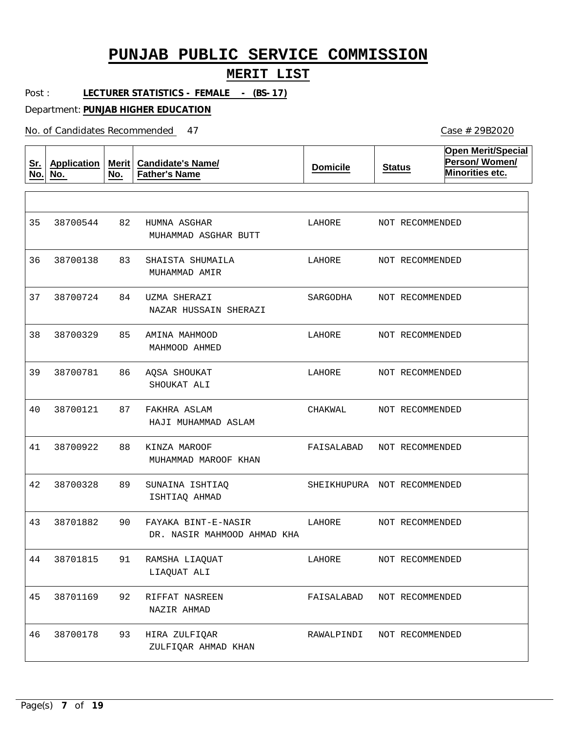# PUNJAB PUBLIC SERVICE COMMISSION

## MERIT LIST

Post : **LECTURER STATISTICS - FEMALE - (BS-17)**

Department: **PUNJAB HIGHER EDUCATION**

No. of Candidates Recommended 47

Case # 29B2020

| Sr. No. | Application No. | Merit No. | Candidate's Name/ Father's Name | Domicile | Status | Open Merit/Special Person/ Women/ Minorities etc. |
|---|---|---|---|---|---|---|
| 35 | 38700544 | 82 | HUMNA ASGHAR<br>MUHAMMAD ASGHAR BUTT | LAHORE | NOT RECOMMENDED | |
| 36 | 38700138 | 83 | SHAISTA SHUMAILA<br>MUHAMMAD AMIR | LAHORE | NOT RECOMMENDED | |
| 37 | 38700724 | 84 | UZMA SHERAZI<br>NAZAR HUSSAIN SHERAZI | SARGODHA | NOT RECOMMENDED | |
| 38 | 38700329 | 85 | AMINA MAHMOOD<br>MAHMOOD AHMED | LAHORE | NOT RECOMMENDED | |
| 39 | 38700781 | 86 | AQSA SHOUKAT<br>SHOUKAT ALI | LAHORE | NOT RECOMMENDED | |
| 40 | 38700121 | 87 | FAKHRA ASLAM<br>HAJI MUHAMMAD ASLAM | CHAKWAL | NOT RECOMMENDED | |
| 41 | 38700922 | 88 | KINZA MAROOF<br>MUHAMMAD MAROOF KHAN | FAISALABAD | NOT RECOMMENDED | |
| 42 | 38700328 | 89 | SUNAINA ISHTIAQ<br>ISHTIAQ AHMAD | SHEIKHUPURA | NOT RECOMMENDED | |
| 43 | 38701882 | 90 | FAYAKA BINT-E-NASIR<br>DR. NASIR MAHMOOD AHMAD KHA | LAHORE | NOT RECOMMENDED | |
| 44 | 38701815 | 91 | RAMSHA LIAQUAT<br>LIAQUAT ALI | LAHORE | NOT RECOMMENDED | |
| 45 | 38701169 | 92 | RIFFAT NASREEN<br>NAZIR AHMAD | FAISALABAD | NOT RECOMMENDED | |
| 46 | 38700178 | 93 | HIRA ZULFIQAR<br>ZULFIQAR AHMAD KHAN | RAWALPINDI | NOT RECOMMENDED | |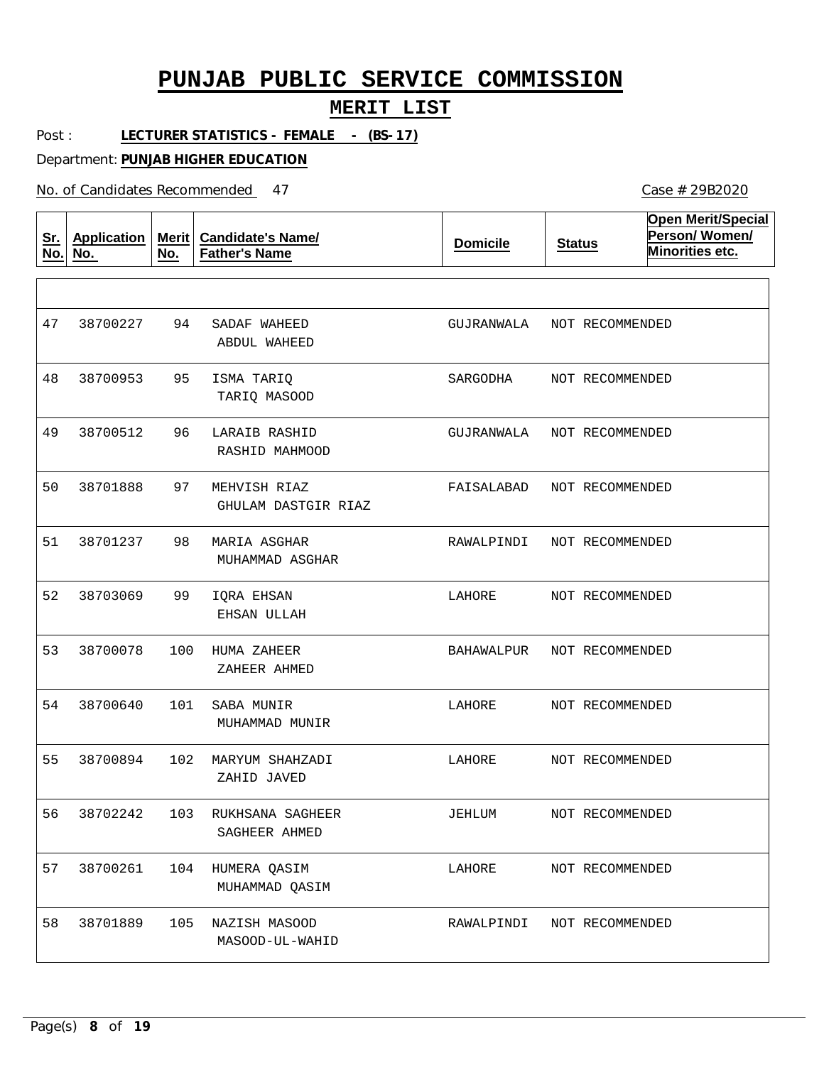# PUNJAB PUBLIC SERVICE COMMISSION

## MERIT LIST

Post : **LECTURER STATISTICS - FEMALE - (BS-17)**

Department: **PUNJAB HIGHER EDUCATION**

No. of Candidates Recommended 47

Case # 29B2020

| Sr. No. | Application No. | Merit No. | Candidate's Name/ Father's Name | Domicile | Status | Open Merit/Special Person/ Women/ Minorities etc. |
|---|---|---|---|---|---|---|
| 47 | 38700227 | 94 | SADAF WAHEED<br>ABDUL WAHEED | GUJRANWALA | NOT RECOMMENDED | |
| 48 | 38700953 | 95 | ISMA TARIQ<br>TARIQ MASOOD | SARGODHA | NOT RECOMMENDED | |
| 49 | 38700512 | 96 | LARAIB RASHID<br>RASHID MAHMOOD | GUJRANWALA | NOT RECOMMENDED | |
| 50 | 38701888 | 97 | MEHVISH RIAZ<br>GHULAM DASTGIR RIAZ | FAISALABAD | NOT RECOMMENDED | |
| 51 | 38701237 | 98 | MARIA ASGHAR<br>MUHAMMAD ASGHAR | RAWALPINDI | NOT RECOMMENDED | |
| 52 | 38703069 | 99 | IQRA EHSAN<br>EHSAN ULLAH | LAHORE | NOT RECOMMENDED | |
| 53 | 38700078 | 100 | HUMA ZAHEER<br>ZAHEER AHMED | BAHAWALPUR | NOT RECOMMENDED | |
| 54 | 38700640 | 101 | SABA MUNIR<br>MUHAMMAD MUNIR | LAHORE | NOT RECOMMENDED | |
| 55 | 38700894 | 102 | MARYUM SHAHZADI<br>ZAHID JAVED | LAHORE | NOT RECOMMENDED | |
| 56 | 38702242 | 103 | RUKHSANA SAGHEER<br>SAGHEER AHMED | JEHLUM | NOT RECOMMENDED | |
| 57 | 38700261 | 104 | HUMERA QASIM<br>MUHAMMAD QASIM | LAHORE | NOT RECOMMENDED | |
| 58 | 38701889 | 105 | NAZISH MASOOD<br>MASOOD-UL-WAHID | RAWALPINDI | NOT RECOMMENDED | |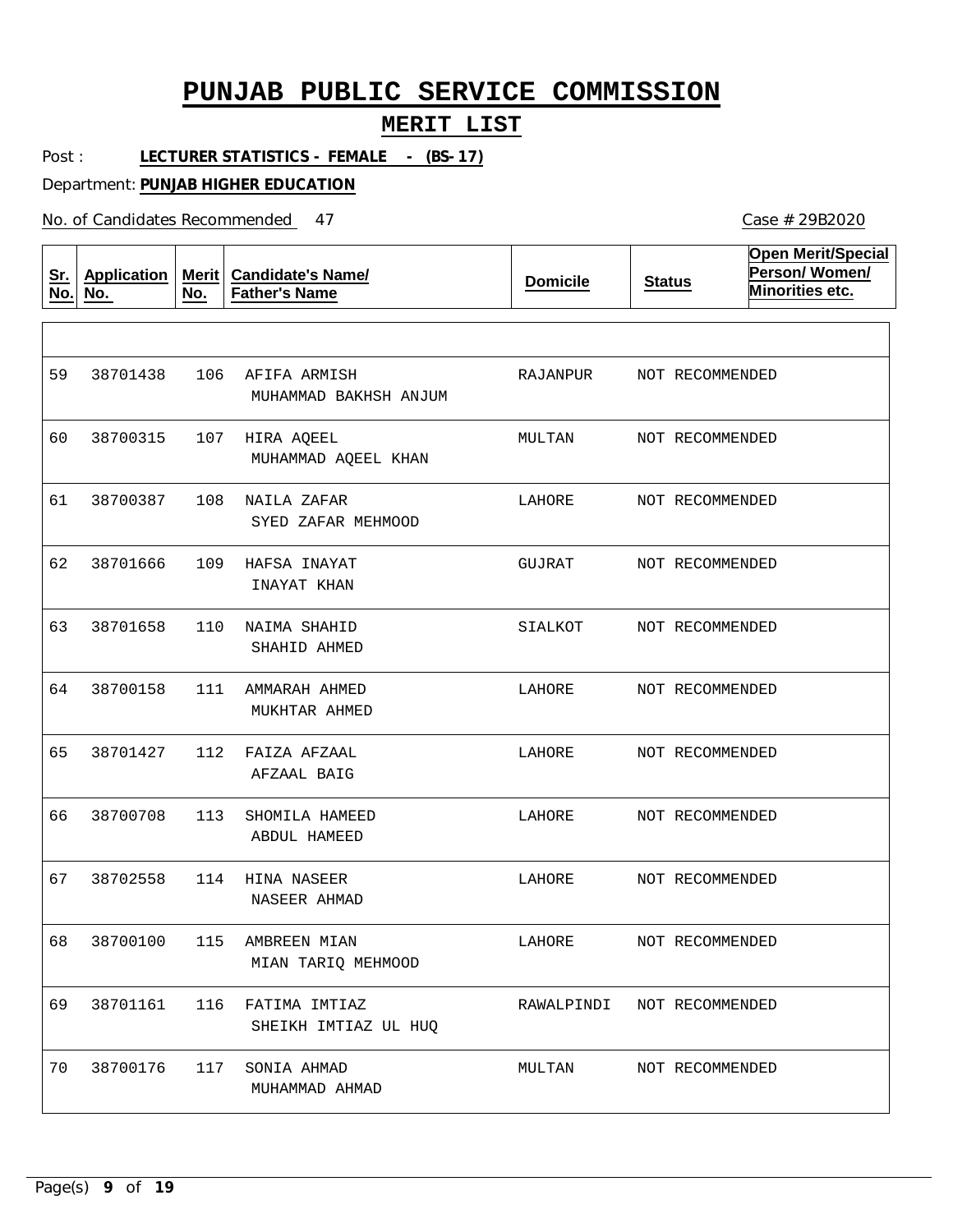# PUNJAB PUBLIC SERVICE COMMISSION

## MERIT LIST

Post : **LECTURER STATISTICS - FEMALE - (BS-17)**

Department: **PUNJAB HIGHER EDUCATION**

No. of Candidates Recommended 47

Case # 29B2020

| Sr. No. | Application No. | Merit No. | Candidate's Name/ Father's Name | Domicile | Status | Open Merit/Special Person/ Women/ Minorities etc. |
|---|---|---|---|---|---|---|
| 59 | 38701438 | 106 | AFIFA ARMISH<br>MUHAMMAD BAKHSH ANJUM | RAJANPUR | NOT RECOMMENDED | |
| 60 | 38700315 | 107 | HIRA AQEEL<br>MUHAMMAD AQEEL KHAN | MULTAN | NOT RECOMMENDED | |
| 61 | 38700387 | 108 | NAILA ZAFAR<br>SYED ZAFAR MEHMOOD | LAHORE | NOT RECOMMENDED | |
| 62 | 38701666 | 109 | HAFSA INAYAT<br>INAYAT KHAN | GUJRAT | NOT RECOMMENDED | |
| 63 | 38701658 | 110 | NAIMA SHAHID<br>SHAHID AHMED | SIALKOT | NOT RECOMMENDED | |
| 64 | 38700158 | 111 | AMMARAH AHMED<br>MUKHTAR AHMED | LAHORE | NOT RECOMMENDED | |
| 65 | 38701427 | 112 | FAIZA AFZAAL<br>AFZAAL BAIG | LAHORE | NOT RECOMMENDED | |
| 66 | 38700708 | 113 | SHOMILA HAMEED<br>ABDUL HAMEED | LAHORE | NOT RECOMMENDED | |
| 67 | 38702558 | 114 | HINA NASEER<br>NASEER AHMAD | LAHORE | NOT RECOMMENDED | |
| 68 | 38700100 | 115 | AMBREEN MIAN<br>MIAN TARIQ MEHMOOD | LAHORE | NOT RECOMMENDED | |
| 69 | 38701161 | 116 | FATIMA IMTIAZ<br>SHEIKH IMTIAZ UL HUQ | RAWALPINDI | NOT RECOMMENDED | |
| 70 | 38700176 | 117 | SONIA AHMAD<br>MUHAMMAD AHMAD | MULTAN | NOT RECOMMENDED | |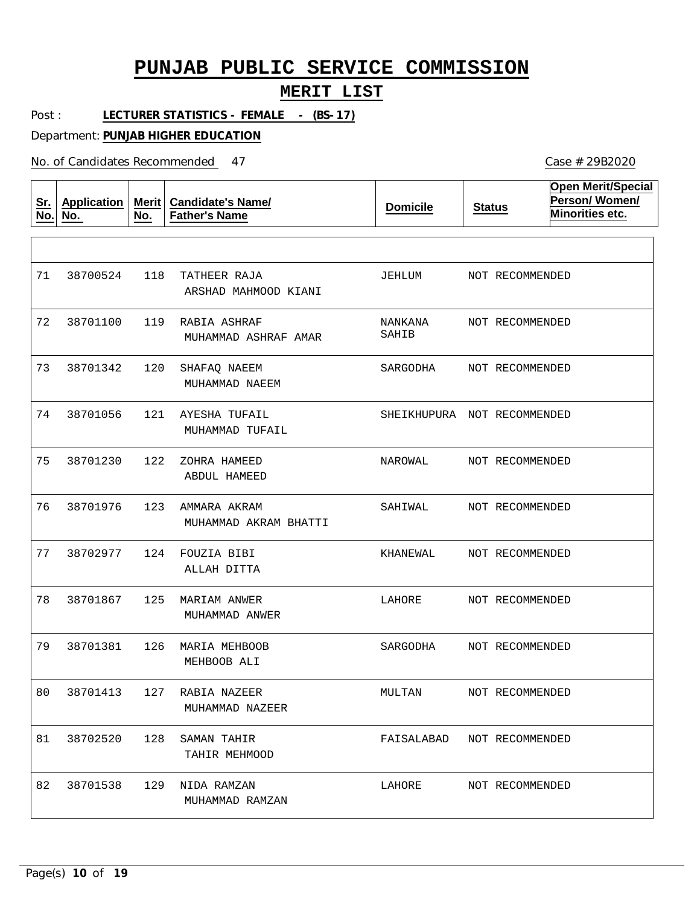# PUNJAB PUBLIC SERVICE COMMISSION

## MERIT LIST

Post : **LECTURER STATISTICS - FEMALE - (BS-17)**

Department: **PUNJAB HIGHER EDUCATION**

No. of Candidates Recommended 47

Case # 29B2020

| Sr. No. | Application No. | Merit No. | Candidate's Name/ Father's Name | Domicile | Status | Open Merit/Special Person/ Women/ Minorities etc. |
|---|---|---|---|---|---|---|
| 71 | 38700524 | 118 | TATHEER RAJA<br>ARSHAD MAHMOOD KIANI | JEHLUM | NOT RECOMMENDED | |
| 72 | 38701100 | 119 | RABIA ASHRAF<br>MUHAMMAD ASHRAF AMAR | NANKANA SAHIB | NOT RECOMMENDED | |
| 73 | 38701342 | 120 | SHAFAQ NAEEM<br>MUHAMMAD NAEEM | SARGODHA | NOT RECOMMENDED | |
| 74 | 38701056 | 121 | AYESHA TUFAIL<br>MUHAMMAD TUFAIL | SHEIKHUPURA | NOT RECOMMENDED | |
| 75 | 38701230 | 122 | ZOHRA HAMEED<br>ABDUL HAMEED | NAROWAL | NOT RECOMMENDED | |
| 76 | 38701976 | 123 | AMMARA AKRAM<br>MUHAMMAD AKRAM BHATTI | SAHIWAL | NOT RECOMMENDED | |
| 77 | 38702977 | 124 | FOUZIA BIBI<br>ALLAH DITTA | KHANEWAL | NOT RECOMMENDED | |
| 78 | 38701867 | 125 | MARIAM ANWER<br>MUHAMMAD ANWER | LAHORE | NOT RECOMMENDED | |
| 79 | 38701381 | 126 | MARIA MEHBOOB<br>MEHBOOB ALI | SARGODHA | NOT RECOMMENDED | |
| 80 | 38701413 | 127 | RABIA NAZEER<br>MUHAMMAD NAZEER | MULTAN | NOT RECOMMENDED | |
| 81 | 38702520 | 128 | SAMAN TAHIR<br>TAHIR MEHMOOD | FAISALABAD | NOT RECOMMENDED | |
| 82 | 38701538 | 129 | NIDA RAMZAN<br>MUHAMMAD RAMZAN | LAHORE | NOT RECOMMENDED | |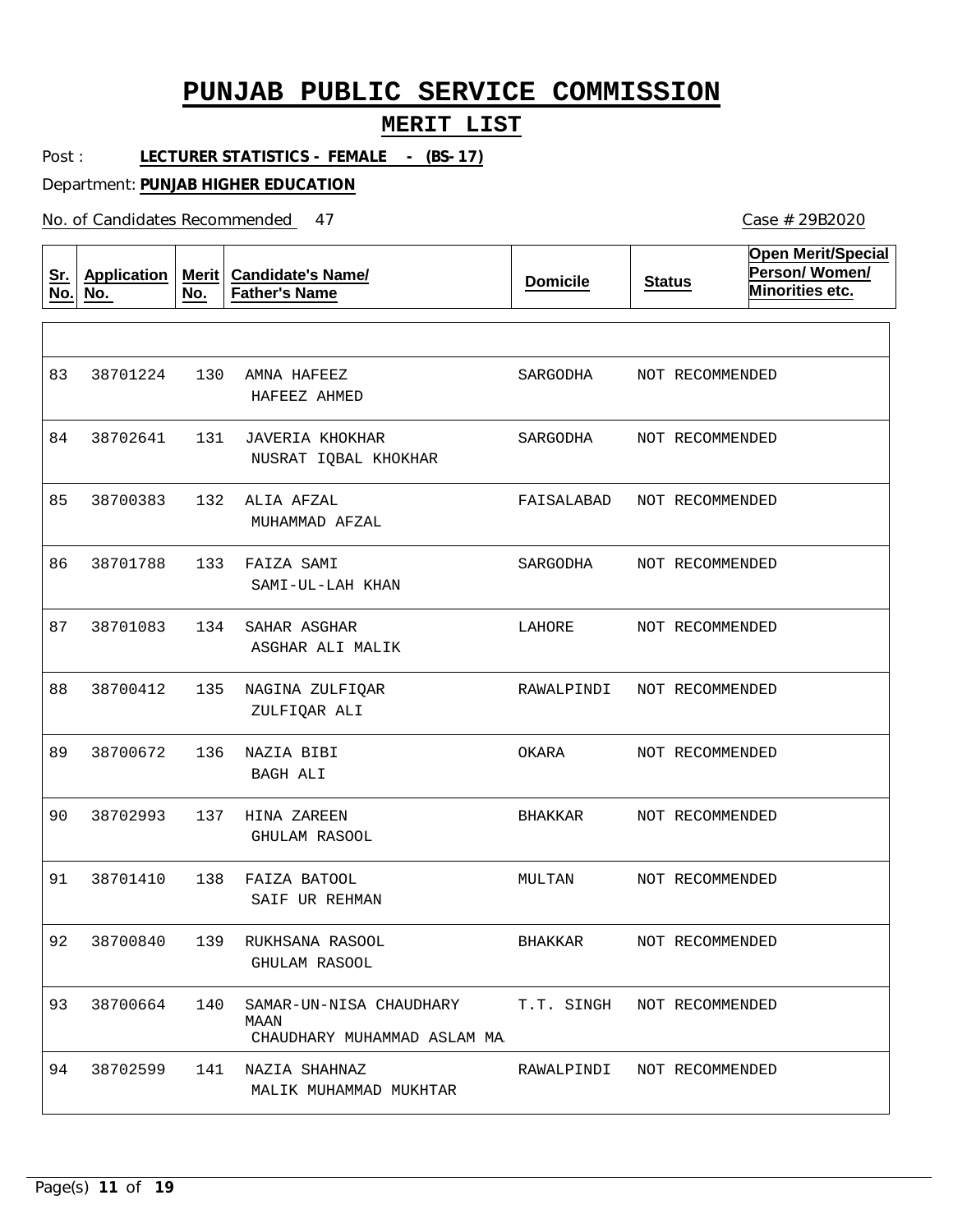# PUNJAB PUBLIC SERVICE COMMISSION

## MERIT LIST

Post : **LECTURER STATISTICS - FEMALE - (BS-17)**

Department: **PUNJAB HIGHER EDUCATION**

No. of Candidates Recommended 47

Case # 29B2020

| Sr. No. | Application No. | Merit No. | Candidate's Name/ Father's Name | Domicile | Status | Open Merit/Special Person/ Women/ Minorities etc. |
|---|---|---|---|---|---|---|
| 83 | 38701224 | 130 | AMNA HAFEEZ<br>HAFEEZ AHMED | SARGODHA | NOT RECOMMENDED | |
| 84 | 38702641 | 131 | JAVERIA KHOKHAR<br>NUSRAT IQBAL KHOKHAR | SARGODHA | NOT RECOMMENDED | |
| 85 | 38700383 | 132 | ALIA AFZAL<br>MUHAMMAD AFZAL | FAISALABAD | NOT RECOMMENDED | |
| 86 | 38701788 | 133 | FAIZA SAMI<br>SAMI-UL-LAH KHAN | SARGODHA | NOT RECOMMENDED | |
| 87 | 38701083 | 134 | SAHAR ASGHAR<br>ASGHAR ALI MALIK | LAHORE | NOT RECOMMENDED | |
| 88 | 38700412 | 135 | NAGINA ZULFIQAR<br>ZULFIQAR ALI | RAWALPINDI | NOT RECOMMENDED | |
| 89 | 38700672 | 136 | NAZIA BIBI<br>BAGH ALI | OKARA | NOT RECOMMENDED | |
| 90 | 38702993 | 137 | HINA ZAREEN<br>GHULAM RASOOL | BHAKKAR | NOT RECOMMENDED | |
| 91 | 38701410 | 138 | FAIZA BATOOL<br>SAIF UR REHMAN | MULTAN | NOT RECOMMENDED | |
| 92 | 38700840 | 139 | RUKHSANA RASOOL<br>GHULAM RASOOL | BHAKKAR | NOT RECOMMENDED | |
| 93 | 38700664 | 140 | SAMAR-UN-NISA CHAUDHARY MAAN<br>CHAUDHARY MUHAMMAD ASLAM MA | T.T. SINGH | NOT RECOMMENDED | |
| 94 | 38702599 | 141 | NAZIA SHAHNAZ<br>MALIK MUHAMMAD MUKHTAR | RAWALPINDI | NOT RECOMMENDED | |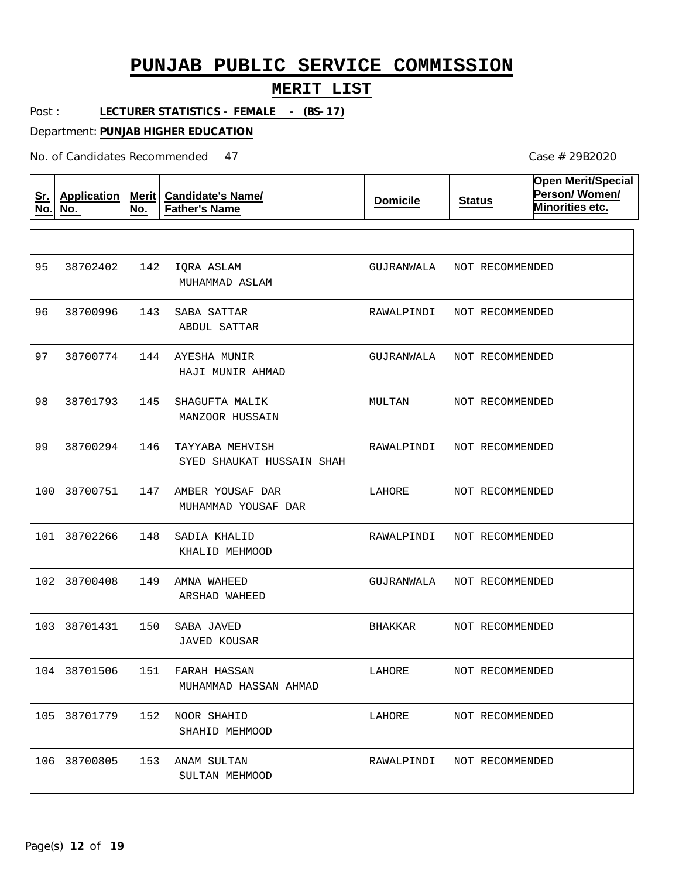# PUNJAB PUBLIC SERVICE COMMISSION

## MERIT LIST

Post : **LECTURER STATISTICS - FEMALE - (BS-17)**

Department: **PUNJAB HIGHER EDUCATION**

No. of Candidates Recommended 47

Case # 29B2020

| Sr. No. | Application No. | Merit No. | Candidate's Name/ Father's Name | Domicile | Status | Open Merit/Special Person/ Women/ Minorities etc. |
|---|---|---|---|---|---|---|
| 95 | 38702402 | 142 | IQRA ASLAM<br>MUHAMMAD ASLAM | GUJRANWALA | NOT RECOMMENDED | |
| 96 | 38700996 | 143 | SABA SATTAR<br>ABDUL SATTAR | RAWALPINDI | NOT RECOMMENDED | |
| 97 | 38700774 | 144 | AYESHA MUNIR<br>HAJI MUNIR AHMAD | GUJRANWALA | NOT RECOMMENDED | |
| 98 | 38701793 | 145 | SHAGUFTA MALIK<br>MANZOOR HUSSAIN | MULTAN | NOT RECOMMENDED | |
| 99 | 38700294 | 146 | TAYYABA MEHVISH<br>SYED SHAUKAT HUSSAIN SHAH | RAWALPINDI | NOT RECOMMENDED | |
| 100 | 38700751 | 147 | AMBER YOUSAF DAR<br>MUHAMMAD YOUSAF DAR | LAHORE | NOT RECOMMENDED | |
| 101 | 38702266 | 148 | SADIA KHALID<br>KHALID MEHMOOD | RAWALPINDI | NOT RECOMMENDED | |
| 102 | 38700408 | 149 | AMNA WAHEED<br>ARSHAD WAHEED | GUJRANWALA | NOT RECOMMENDED | |
| 103 | 38701431 | 150 | SABA JAVED<br>JAVED KOUSAR | BHAKKAR | NOT RECOMMENDED | |
| 104 | 38701506 | 151 | FARAH HASSAN<br>MUHAMMAD HASSAN AHMAD | LAHORE | NOT RECOMMENDED | |
| 105 | 38701779 | 152 | NOOR SHAHID<br>SHAHID MEHMOOD | LAHORE | NOT RECOMMENDED | |
| 106 | 38700805 | 153 | ANAM SULTAN<br>SULTAN MEHMOOD | RAWALPINDI | NOT RECOMMENDED | |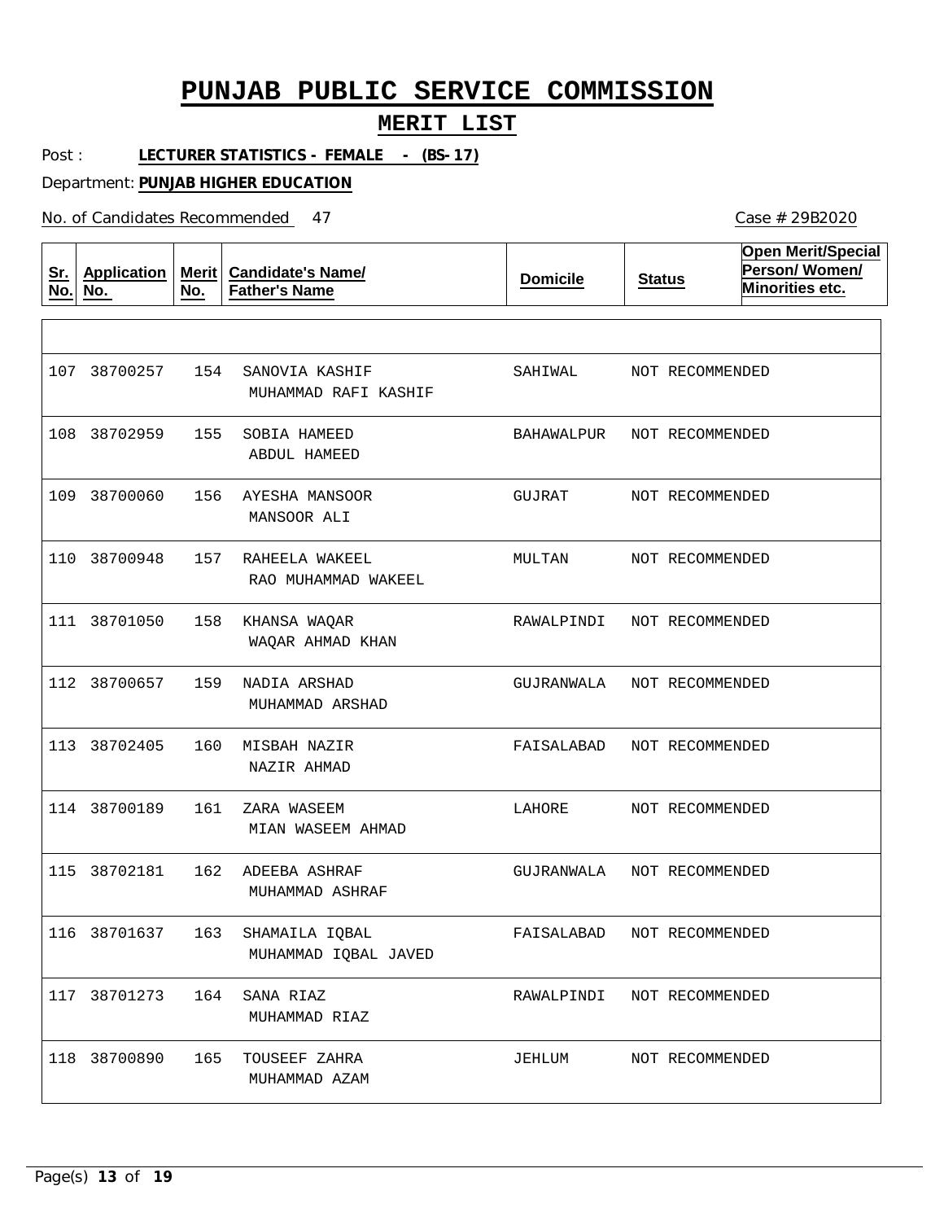# PUNJAB PUBLIC SERVICE COMMISSION

## MERIT LIST

Post : **LECTURER STATISTICS - FEMALE - (BS-17)**

Department: **PUNJAB HIGHER EDUCATION**

No. of Candidates Recommended 47

Case # 29B2020

| Sr. No. | Application No. | Merit No. | Candidate's Name/ Father's Name | Domicile | Status | Open Merit/Special Person/ Women/ Minorities etc. |
|---|---|---|---|---|---|---|
| 107 | 38700257 | 154 | SANOVIA KASHIF<br>MUHAMMAD RAFI KASHIF | SAHIWAL | NOT RECOMMENDED | |
| 108 | 38702959 | 155 | SOBIA HAMEED<br>ABDUL HAMEED | BAHAWALPUR | NOT RECOMMENDED | |
| 109 | 38700060 | 156 | AYESHA MANSOOR<br>MANSOOR ALI | GUJRAT | NOT RECOMMENDED | |
| 110 | 38700948 | 157 | RAHEELA WAKEEL<br>RAO MUHAMMAD WAKEEL | MULTAN | NOT RECOMMENDED | |
| 111 | 38701050 | 158 | KHANSA WAQAR<br>WAQAR AHMAD KHAN | RAWALPINDI | NOT RECOMMENDED | |
| 112 | 38700657 | 159 | NADIA ARSHAD<br>MUHAMMAD ARSHAD | GUJRANWALA | NOT RECOMMENDED | |
| 113 | 38702405 | 160 | MISBAH NAZIR<br>NAZIR AHMAD | FAISALABAD | NOT RECOMMENDED | |
| 114 | 38700189 | 161 | ZARA WASEEM<br>MIAN WASEEM AHMAD | LAHORE | NOT RECOMMENDED | |
| 115 | 38702181 | 162 | ADEEBA ASHRAF<br>MUHAMMAD ASHRAF | GUJRANWALA | NOT RECOMMENDED | |
| 116 | 38701637 | 163 | SHAMAILA IQBAL<br>MUHAMMAD IQBAL JAVED | FAISALABAD | NOT RECOMMENDED | |
| 117 | 38701273 | 164 | SANA RIAZ<br>MUHAMMAD RIAZ | RAWALPINDI | NOT RECOMMENDED | |
| 118 | 38700890 | 165 | TOUSEEF ZAHRA<br>MUHAMMAD AZAM | JEHLUM | NOT RECOMMENDED | |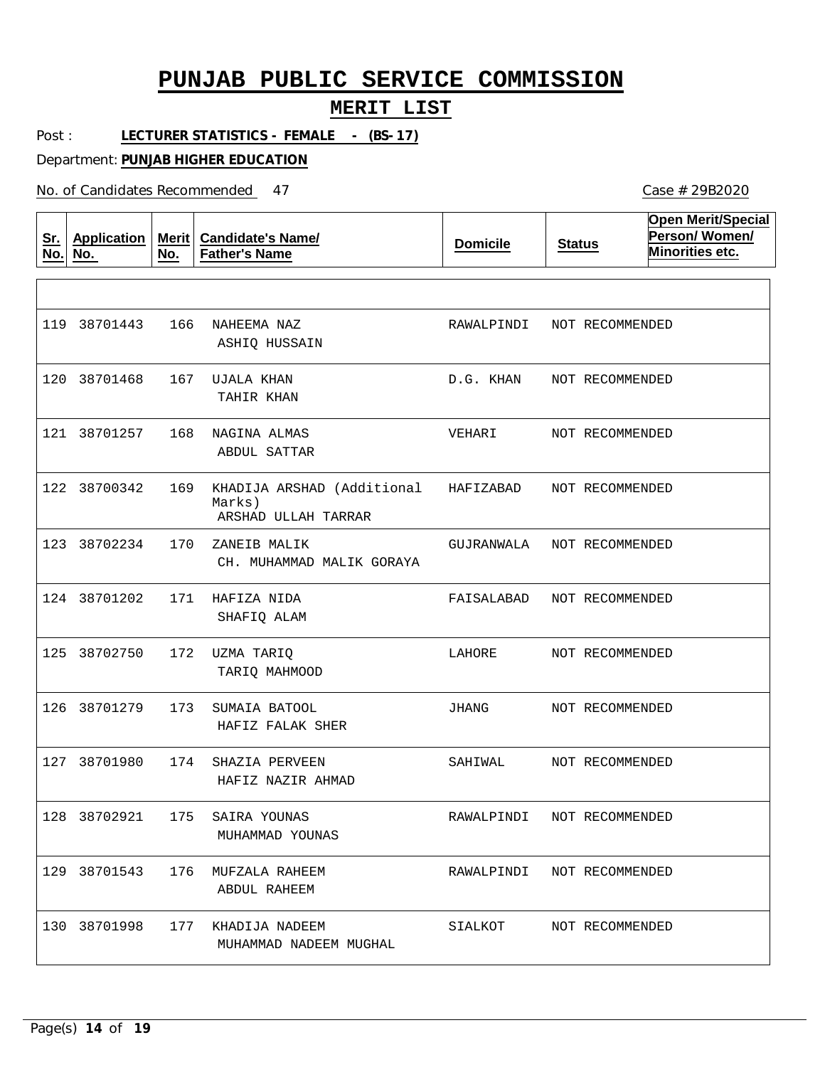# PUNJAB PUBLIC SERVICE COMMISSION

## MERIT LIST

Post : **LECTURER STATISTICS - FEMALE - (BS-17)**

Department: **PUNJAB HIGHER EDUCATION**

No. of Candidates Recommended 47

Case # 29B2020

| Sr. No. | Application No. | Merit No. | Candidate's Name/ Father's Name | Domicile | Status | Open Merit/Special Person/ Women/ Minorities etc. |
|---|---|---|---|---|---|---|
| 119 | 38701443 | 166 | NAHEEMA NAZ<br>ASHIQ HUSSAIN | RAWALPINDI | NOT RECOMMENDED | |
| 120 | 38701468 | 167 | UJALA KHAN<br>TAHIR KHAN | D.G. KHAN | NOT RECOMMENDED | |
| 121 | 38701257 | 168 | NAGINA ALMAS<br>ABDUL SATTAR | VEHARI | NOT RECOMMENDED | |
| 122 | 38700342 | 169 | KHADIJA ARSHAD (Additional Marks)<br>ARSHAD ULLAH TARRAR | HAFIZABAD | NOT RECOMMENDED | |
| 123 | 38702234 | 170 | ZANEIB MALIK<br>CH. MUHAMMAD MALIK GORAYA | GUJRANWALA | NOT RECOMMENDED | |
| 124 | 38701202 | 171 | HAFIZA NIDA<br>SHAFIQ ALAM | FAISALABAD | NOT RECOMMENDED | |
| 125 | 38702750 | 172 | UZMA TARIQ<br>TARIQ MAHMOOD | LAHORE | NOT RECOMMENDED | |
| 126 | 38701279 | 173 | SUMAIA BATOOL<br>HAFIZ FALAK SHER | JHANG | NOT RECOMMENDED | |
| 127 | 38701980 | 174 | SHAZIA PERVEEN<br>HAFIZ NAZIR AHMAD | SAHIWAL | NOT RECOMMENDED | |
| 128 | 38702921 | 175 | SAIRA YOUNAS<br>MUHAMMAD YOUNAS | RAWALPINDI | NOT RECOMMENDED | |
| 129 | 38701543 | 176 | MUFZALA RAHEEM<br>ABDUL RAHEEM | RAWALPINDI | NOT RECOMMENDED | |
| 130 | 38701998 | 177 | KHADIJA NADEEM<br>MUHAMMAD NADEEM MUGHAL | SIALKOT | NOT RECOMMENDED | |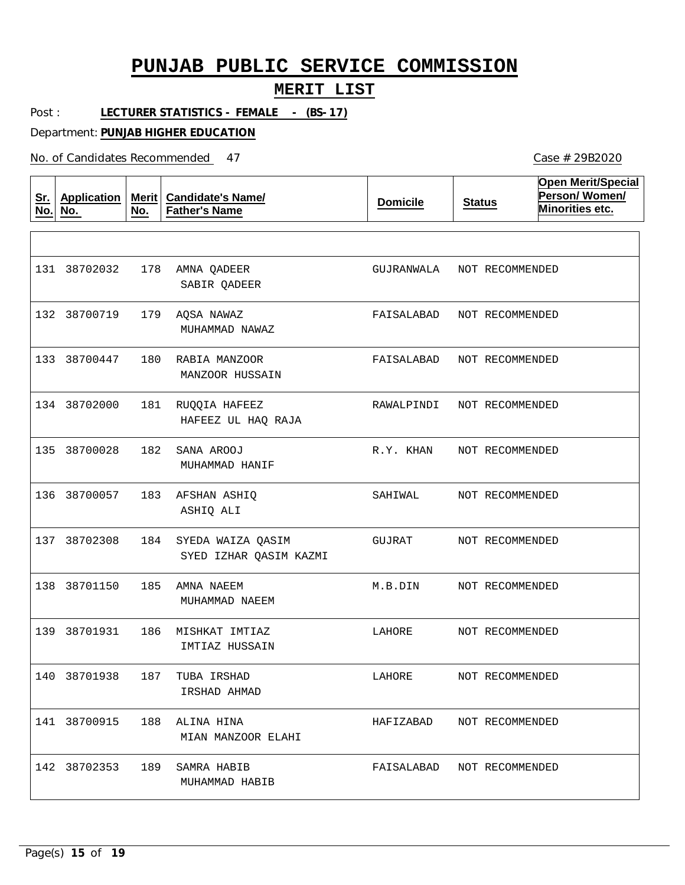# PUNJAB PUBLIC SERVICE COMMISSION

## MERIT LIST

Post : **LECTURER STATISTICS - FEMALE - (BS-17)**

Department: **PUNJAB HIGHER EDUCATION**

No. of Candidates Recommended 47

Case # 29B2020

| Sr. No. | Application No. | Merit No. | Candidate's Name/ Father's Name | Domicile | Status | Open Merit/Special Person/ Women/ Minorities etc. |
|---|---|---|---|---|---|---|
| 131 | 38702032 | 178 | AMNA QADEER<br>SABIR QADEER | GUJRANWALA | NOT RECOMMENDED | |
| 132 | 38700719 | 179 | AQSA NAWAZ<br>MUHAMMAD NAWAZ | FAISALABAD | NOT RECOMMENDED | |
| 133 | 38700447 | 180 | RABIA MANZOOR<br>MANZOOR HUSSAIN | FAISALABAD | NOT RECOMMENDED | |
| 134 | 38702000 | 181 | RUQQIA HAFEEZ<br>HAFEEZ UL HAQ RAJA | RAWALPINDI | NOT RECOMMENDED | |
| 135 | 38700028 | 182 | SANA AROOJ<br>MUHAMMAD HANIF | R.Y. KHAN | NOT RECOMMENDED | |
| 136 | 38700057 | 183 | AFSHAN ASHIQ<br>ASHIQ ALI | SAHIWAL | NOT RECOMMENDED | |
| 137 | 38702308 | 184 | SYEDA WAIZA QASIM<br>SYED IZHAR QASIM KAZMI | GUJRAT | NOT RECOMMENDED | |
| 138 | 38701150 | 185 | AMNA NAEEM<br>MUHAMMAD NAEEM | M.B.DIN | NOT RECOMMENDED | |
| 139 | 38701931 | 186 | MISHKAT IMTIAZ<br>IMTIAZ HUSSAIN | LAHORE | NOT RECOMMENDED | |
| 140 | 38701938 | 187 | TUBA IRSHAD<br>IRSHAD AHMAD | LAHORE | NOT RECOMMENDED | |
| 141 | 38700915 | 188 | ALINA HINA<br>MIAN MANZOOR ELAHI | HAFIZABAD | NOT RECOMMENDED | |
| 142 | 38702353 | 189 | SAMRA HABIB<br>MUHAMMAD HABIB | FAISALABAD | NOT RECOMMENDED | |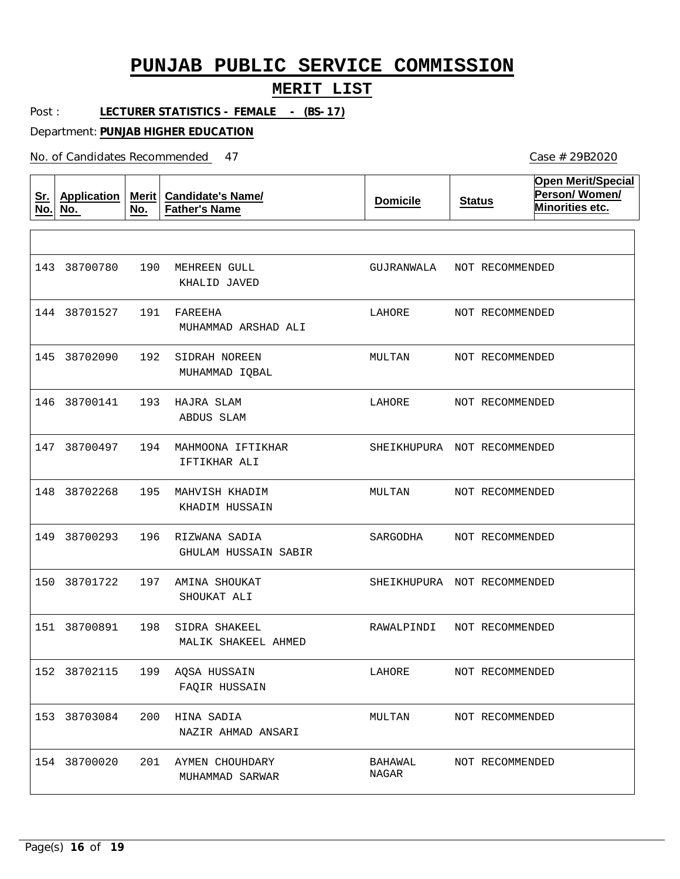# PUNJAB PUBLIC SERVICE COMMISSION

## MERIT LIST

Post : **LECTURER STATISTICS - FEMALE - (BS-17)**

Department: **PUNJAB HIGHER EDUCATION**

No. of Candidates Recommended 47

Case # 29B2020

| Sr. No. | Application No. | Merit No. | Candidate's Name/ Father's Name | Domicile | Status | Open Merit/Special Person/ Women/ Minorities etc. |
|---|---|---|---|---|---|---|
| 143 | 38700780 | 190 | MEHREEN GULL<br>KHALID JAVED | GUJRANWALA | NOT RECOMMENDED | |
| 144 | 38701527 | 191 | FAREEHA<br>MUHAMMAD ARSHAD ALI | LAHORE | NOT RECOMMENDED | |
| 145 | 38702090 | 192 | SIDRAH NOREEN<br>MUHAMMAD IQBAL | MULTAN | NOT RECOMMENDED | |
| 146 | 38700141 | 193 | HAJRA SLAM<br>ABDUS SLAM | LAHORE | NOT RECOMMENDED | |
| 147 | 38700497 | 194 | MAHMOONA IFTIKHAR<br>IFTIKHAR ALI | SHEIKHUPURA | NOT RECOMMENDED | |
| 148 | 38702268 | 195 | MAHVISH KHADIM<br>KHADIM HUSSAIN | MULTAN | NOT RECOMMENDED | |
| 149 | 38700293 | 196 | RIZWANA SADIA<br>GHULAM HUSSAIN SABIR | SARGODHA | NOT RECOMMENDED | |
| 150 | 38701722 | 197 | AMINA SHOUKAT<br>SHOUKAT ALI | SHEIKHUPURA | NOT RECOMMENDED | |
| 151 | 38700891 | 198 | SIDRA SHAKEEL<br>MALIK SHAKEEL AHMED | RAWALPINDI | NOT RECOMMENDED | |
| 152 | 38702115 | 199 | AQSA HUSSAIN<br>FAQIR HUSSAIN | LAHORE | NOT RECOMMENDED | |
| 153 | 38703084 | 200 | HINA SADIA<br>NAZIR AHMAD ANSARI | MULTAN | NOT RECOMMENDED | |
| 154 | 38700020 | 201 | AYMEN CHOUHDARY<br>MUHAMMAD SARWAR | BAHAWAL NAGAR | NOT RECOMMENDED | |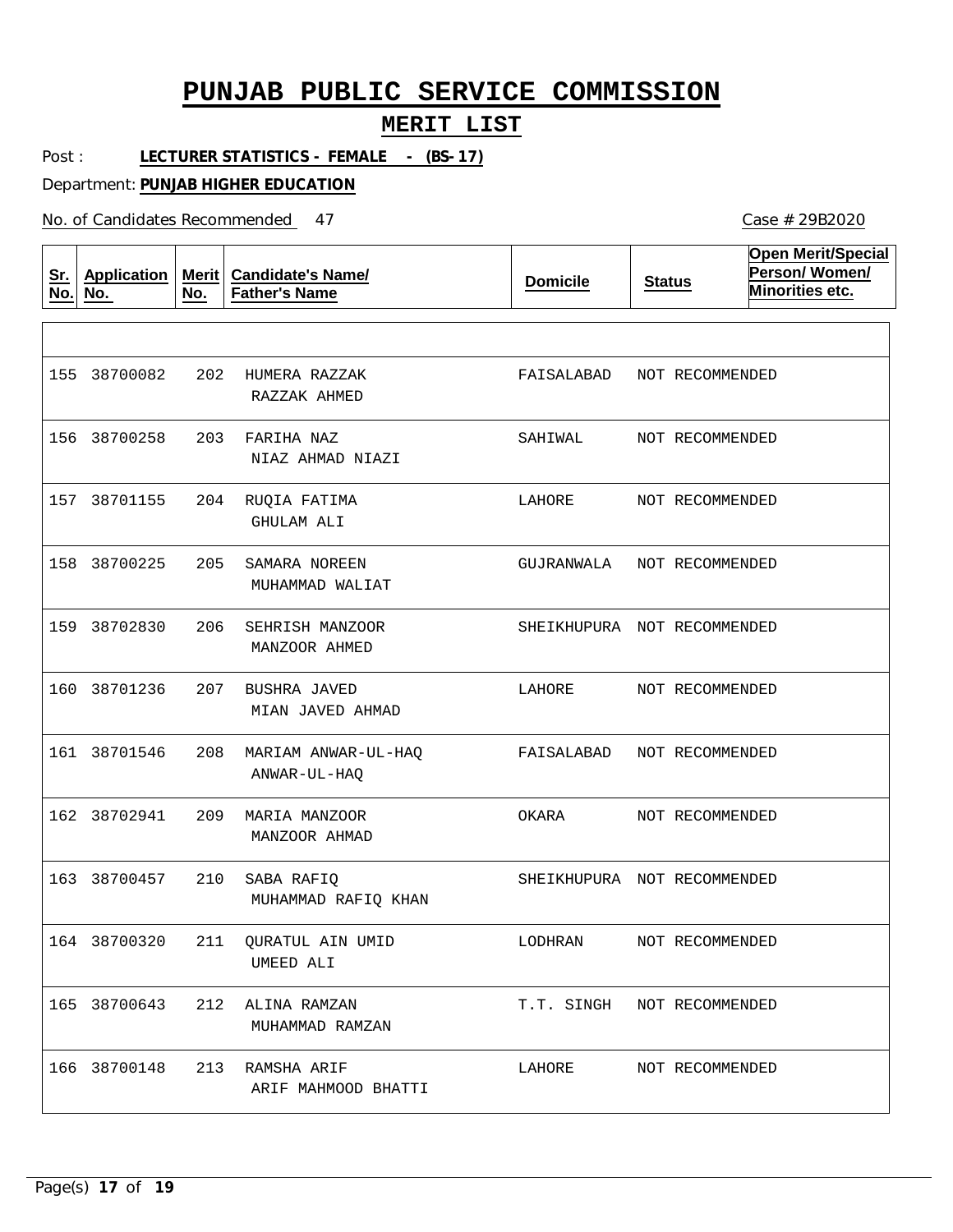# PUNJAB PUBLIC SERVICE COMMISSION

## MERIT LIST

Post : **LECTURER STATISTICS - FEMALE - (BS-17)**

Department: **PUNJAB HIGHER EDUCATION**

No. of Candidates Recommended 47

Case # 29B2020

| Sr. No. | Application No. | Merit No. | Candidate's Name/ Father's Name | Domicile | Status | Open Merit/Special Person/ Women/ Minorities etc. |
|---|---|---|---|---|---|---|
| 155 | 38700082 | 202 | HUMERA RAZZAK<br>RAZZAK AHMED | FAISALABAD | NOT RECOMMENDED | |
| 156 | 38700258 | 203 | FARIHA NAZ<br>NIAZ AHMAD NIAZI | SAHIWAL | NOT RECOMMENDED | |
| 157 | 38701155 | 204 | RUQIA FATIMA<br>GHULAM ALI | LAHORE | NOT RECOMMENDED | |
| 158 | 38700225 | 205 | SAMARA NOREEN<br>MUHAMMAD WALIAT | GUJRANWALA | NOT RECOMMENDED | |
| 159 | 38702830 | 206 | SEHRISH MANZOOR<br>MANZOOR AHMED | SHEIKHUPURA | NOT RECOMMENDED | |
| 160 | 38701236 | 207 | BUSHRA JAVED<br>MIAN JAVED AHMAD | LAHORE | NOT RECOMMENDED | |
| 161 | 38701546 | 208 | MARIAM ANWAR-UL-HAQ<br>ANWAR-UL-HAQ | FAISALABAD | NOT RECOMMENDED | |
| 162 | 38702941 | 209 | MARIA MANZOOR<br>MANZOOR AHMAD | OKARA | NOT RECOMMENDED | |
| 163 | 38700457 | 210 | SABA RAFIQ<br>MUHAMMAD RAFIQ KHAN | SHEIKHUPURA | NOT RECOMMENDED | |
| 164 | 38700320 | 211 | QURATUL AIN UMID<br>UMEED ALI | LODHRAN | NOT RECOMMENDED | |
| 165 | 38700643 | 212 | ALINA RAMZAN<br>MUHAMMAD RAMZAN | T.T. SINGH | NOT RECOMMENDED | |
| 166 | 38700148 | 213 | RAMSHA ARIF<br>ARIF MAHMOOD BHATTI | LAHORE | NOT RECOMMENDED | |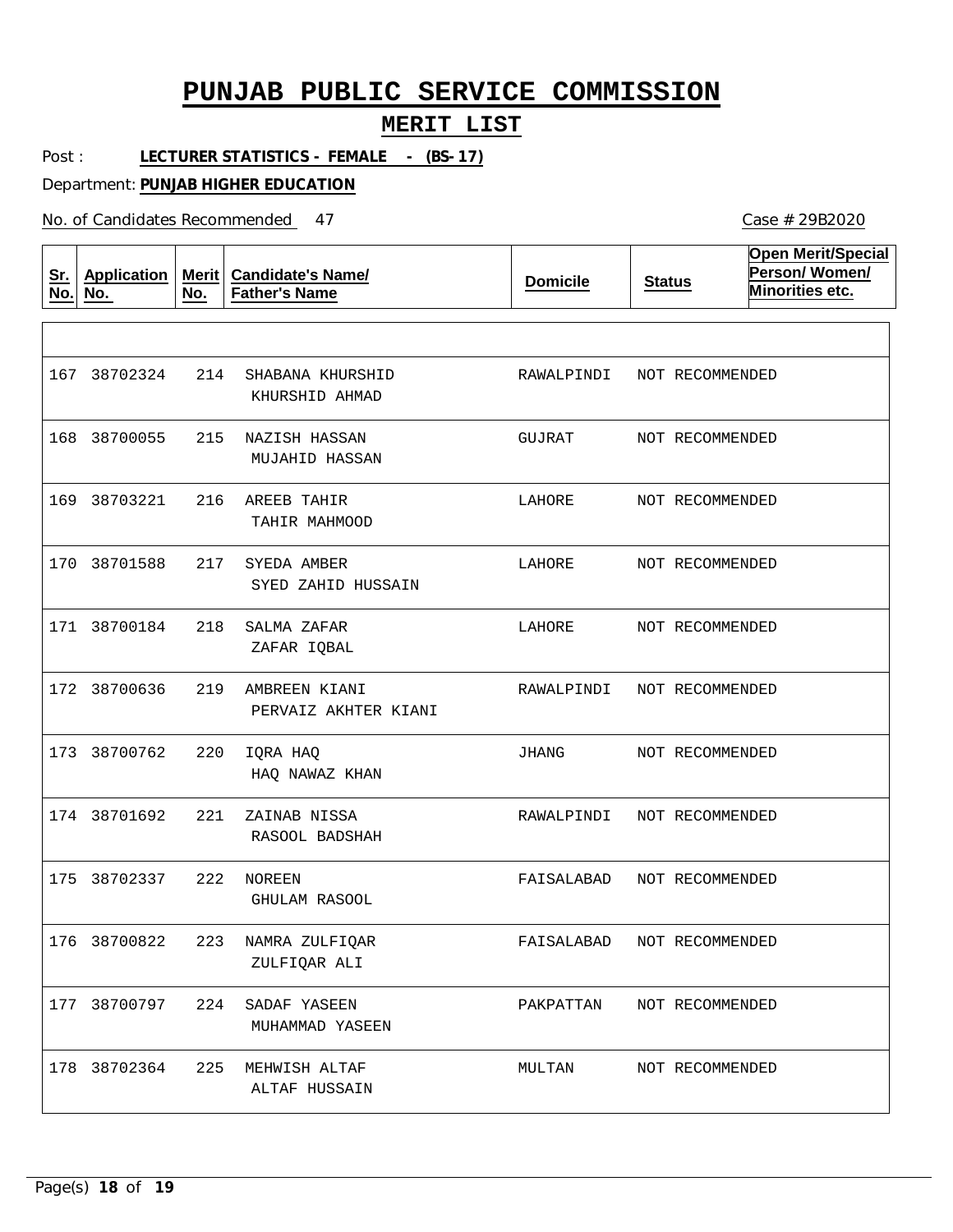# PUNJAB PUBLIC SERVICE COMMISSION

## MERIT LIST

Post : **LECTURER STATISTICS - FEMALE - (BS-17)**

Department: **PUNJAB HIGHER EDUCATION**

No. of Candidates Recommended 47

Case # 29B2020

| Sr. No. | Application No. | Merit No. | Candidate's Name/ Father's Name | Domicile | Status | Open Merit/Special Person/ Women/ Minorities etc. |
|---|---|---|---|---|---|---|
| 167 | 38702324 | 214 | SHABANA KHURSHID<br>KHURSHID AHMAD | RAWALPINDI | NOT RECOMMENDED | |
| 168 | 38700055 | 215 | NAZISH HASSAN<br>MUJAHID HASSAN | GUJRAT | NOT RECOMMENDED | |
| 169 | 38703221 | 216 | AREEB TAHIR<br>TAHIR MAHMOOD | LAHORE | NOT RECOMMENDED | |
| 170 | 38701588 | 217 | SYEDA AMBER<br>SYED ZAHID HUSSAIN | LAHORE | NOT RECOMMENDED | |
| 171 | 38700184 | 218 | SALMA ZAFAR<br>ZAFAR IQBAL | LAHORE | NOT RECOMMENDED | |
| 172 | 38700636 | 219 | AMBREEN KIANI<br>PERVAIZ AKHTER KIANI | RAWALPINDI | NOT RECOMMENDED | |
| 173 | 38700762 | 220 | IQRA HAQ<br>HAQ NAWAZ KHAN | JHANG | NOT RECOMMENDED | |
| 174 | 38701692 | 221 | ZAINAB NISSA<br>RASOOL BADSHAH | RAWALPINDI | NOT RECOMMENDED | |
| 175 | 38702337 | 222 | NOREEN<br>GHULAM RASOOL | FAISALABAD | NOT RECOMMENDED | |
| 176 | 38700822 | 223 | NAMRA ZULFIQAR<br>ZULFIQAR ALI | FAISALABAD | NOT RECOMMENDED | |
| 177 | 38700797 | 224 | SADAF YASEEN<br>MUHAMMAD YASEEN | PAKPATTAN | NOT RECOMMENDED | |
| 178 | 38702364 | 225 | MEHWISH ALTAF<br>ALTAF HUSSAIN | MULTAN | NOT RECOMMENDED | |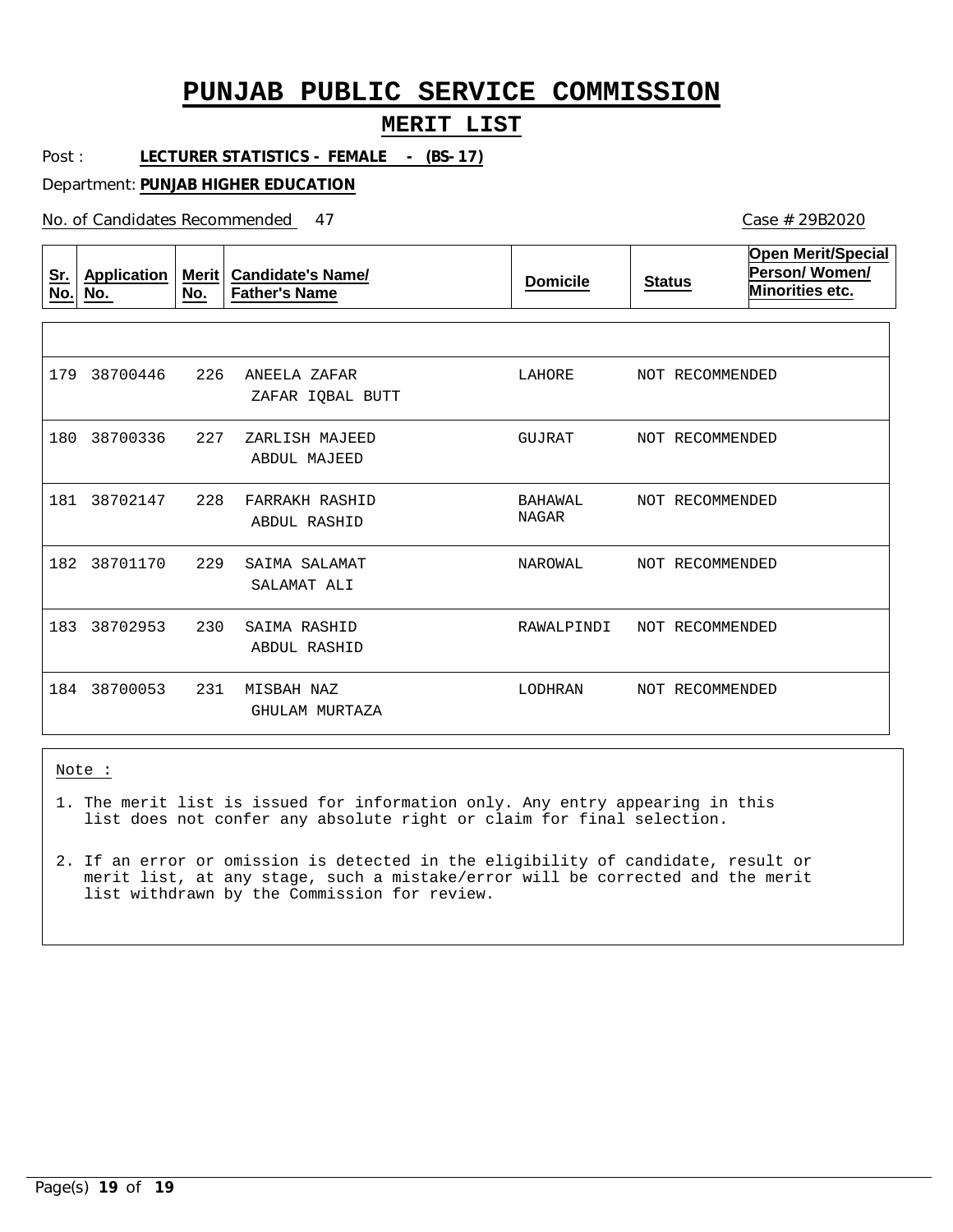# PUNJAB PUBLIC SERVICE COMMISSION

## MERIT LIST

Post : **LECTURER STATISTICS - FEMALE - (BS-17)**

Department: **PUNJAB HIGHER EDUCATION**

No. of Candidates Recommended 47

Case # 29B2020

| Sr. No. | Application No. | Merit No. | Candidate's Name/ Father's Name | Domicile | Status | Open Merit/Special Person/ Women/ Minorities etc. |
|---|---|---|---|---|---|---|
| 179 | 38700446 | 226 | ANEELA ZAFAR<br>ZAFAR IQBAL BUTT | LAHORE | NOT RECOMMENDED | |
| 180 | 38700336 | 227 | ZARLISH MAJEED<br>ABDUL MAJEED | GUJRAT | NOT RECOMMENDED | |
| 181 | 38702147 | 228 | FARRAKH RASHID<br>ABDUL RASHID | BAHAWAL NAGAR | NOT RECOMMENDED | |
| 182 | 38701170 | 229 | SAIMA SALAMAT<br>SALAMAT ALI | NAROWAL | NOT RECOMMENDED | |
| 183 | 38702953 | 230 | SAIMA RASHID<br>ABDUL RASHID | RAWALPINDI | NOT RECOMMENDED | |
| 184 | 38700053 | 231 | MISBAH NAZ<br>GHULAM MURTAZA | LODHRAN | NOT RECOMMENDED | |

Note :

1. The merit list is issued for information only. Any entry appearing in this list does not confer any absolute right or claim for final selection.

2. If an error or omission is detected in the eligibility of candidate, result or merit list, at any stage, such a mistake/error will be corrected and the merit list withdrawn by the Commission for review.